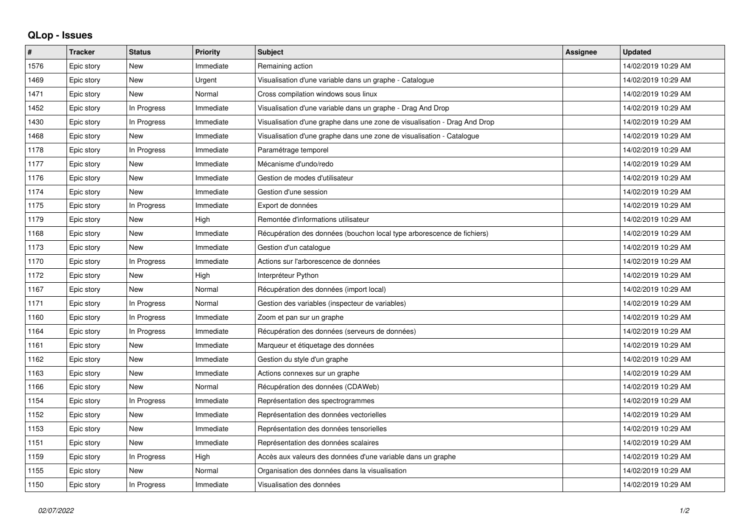## QLop - Issues

| # | Tracker | Status | Priority | Subject | Assignee | Updated |
|---|---|---|---|---|---|---|
| 1576 | Epic story | New | Immediate | Remaining action | | 14/02/2019 10:29 AM |
| 1469 | Epic story | New | Urgent | Visualisation d'une variable dans un graphe - Catalogue | | 14/02/2019 10:29 AM |
| 1471 | Epic story | New | Normal | Cross compilation windows sous linux | | 14/02/2019 10:29 AM |
| 1452 | Epic story | In Progress | Immediate | Visualisation d'une variable dans un graphe - Drag And Drop | | 14/02/2019 10:29 AM |
| 1430 | Epic story | In Progress | Immediate | Visualisation d'une graphe dans une zone de visualisation - Drag And Drop | | 14/02/2019 10:29 AM |
| 1468 | Epic story | New | Immediate | Visualisation d'une graphe dans une zone de visualisation - Catalogue | | 14/02/2019 10:29 AM |
| 1178 | Epic story | In Progress | Immediate | Paramétrage temporel | | 14/02/2019 10:29 AM |
| 1177 | Epic story | New | Immediate | Mécanisme d'undo/redo | | 14/02/2019 10:29 AM |
| 1176 | Epic story | New | Immediate | Gestion de modes d'utilisateur | | 14/02/2019 10:29 AM |
| 1174 | Epic story | New | Immediate | Gestion d'une session | | 14/02/2019 10:29 AM |
| 1175 | Epic story | In Progress | Immediate | Export de données | | 14/02/2019 10:29 AM |
| 1179 | Epic story | New | High | Remontée d'informations utilisateur | | 14/02/2019 10:29 AM |
| 1168 | Epic story | New | Immediate | Récupération des données (bouchon local type arborescence de fichiers) | | 14/02/2019 10:29 AM |
| 1173 | Epic story | New | Immediate | Gestion d'un catalogue | | 14/02/2019 10:29 AM |
| 1170 | Epic story | In Progress | Immediate | Actions sur l'arborescence de données | | 14/02/2019 10:29 AM |
| 1172 | Epic story | New | High | Interpréteur Python | | 14/02/2019 10:29 AM |
| 1167 | Epic story | New | Normal | Récupération des données (import local) | | 14/02/2019 10:29 AM |
| 1171 | Epic story | In Progress | Normal | Gestion des variables (inspecteur de variables) | | 14/02/2019 10:29 AM |
| 1160 | Epic story | In Progress | Immediate | Zoom et pan sur un graphe | | 14/02/2019 10:29 AM |
| 1164 | Epic story | In Progress | Immediate | Récupération des données (serveurs de données) | | 14/02/2019 10:29 AM |
| 1161 | Epic story | New | Immediate | Marqueur et étiquetage des données | | 14/02/2019 10:29 AM |
| 1162 | Epic story | New | Immediate | Gestion du style d'un graphe | | 14/02/2019 10:29 AM |
| 1163 | Epic story | New | Immediate | Actions connexes sur un graphe | | 14/02/2019 10:29 AM |
| 1166 | Epic story | New | Normal | Récupération des données (CDAWeb) | | 14/02/2019 10:29 AM |
| 1154 | Epic story | In Progress | Immediate | Représentation des spectrogrammes | | 14/02/2019 10:29 AM |
| 1152 | Epic story | New | Immediate | Représentation des données vectorielles | | 14/02/2019 10:29 AM |
| 1153 | Epic story | New | Immediate | Représentation des données tensorielles | | 14/02/2019 10:29 AM |
| 1151 | Epic story | New | Immediate | Représentation des données scalaires | | 14/02/2019 10:29 AM |
| 1159 | Epic story | In Progress | High | Accès aux valeurs des données d'une variable dans un graphe | | 14/02/2019 10:29 AM |
| 1155 | Epic story | New | Normal | Organisation des données dans la visualisation | | 14/02/2019 10:29 AM |
| 1150 | Epic story | In Progress | Immediate | Visualisation des données | | 14/02/2019 10:29 AM |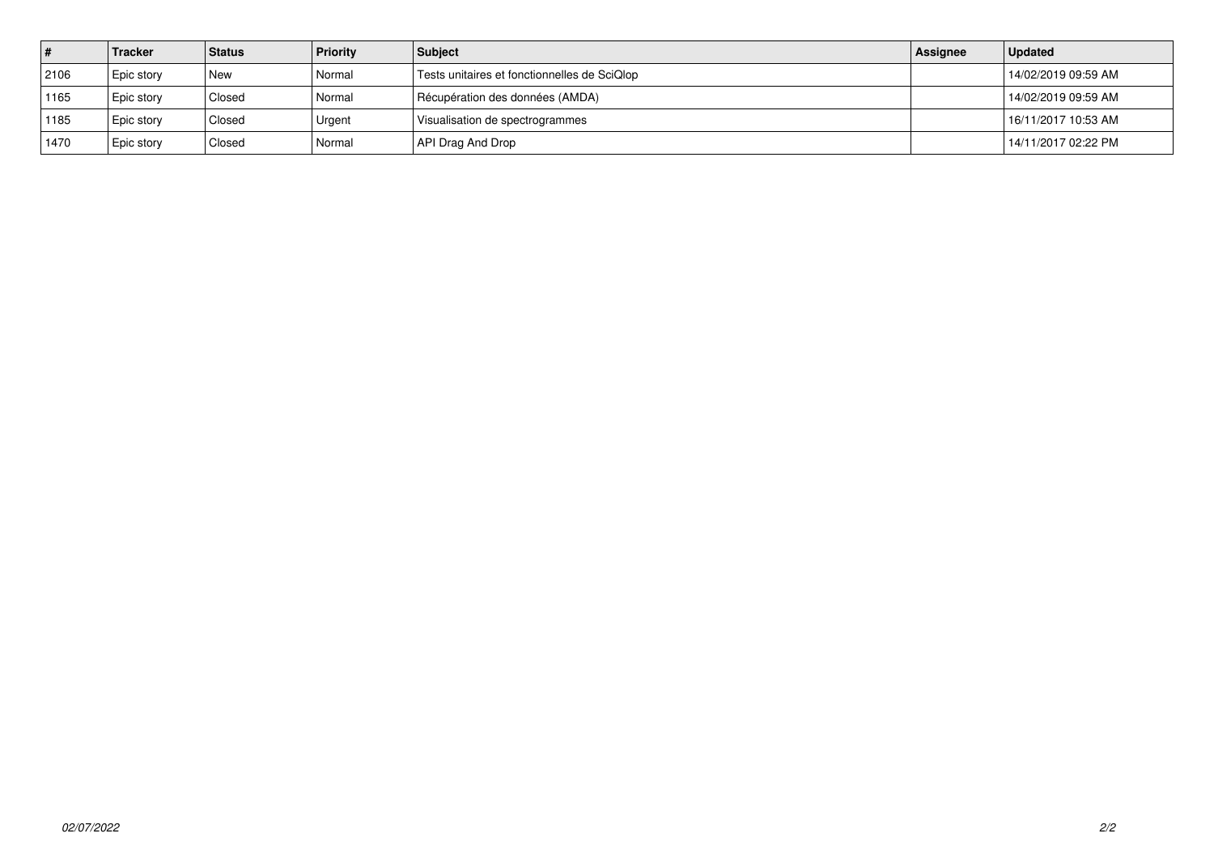| # | Tracker | Status | Priority | Subject | Assignee | Updated |
| --- | --- | --- | --- | --- | --- | --- |
| 2106 | Epic story | New | Normal | Tests unitaires et fonctionnelles de SciQlop | | 14/02/2019 09:59 AM |
| 1165 | Epic story | Closed | Normal | Récupération des données (AMDA) | | 14/02/2019 09:59 AM |
| 1185 | Epic story | Closed | Urgent | Visualisation de spectrogrammes | | 16/11/2017 10:53 AM |
| 1470 | Epic story | Closed | Normal | API Drag And Drop | | 14/11/2017 02:22 PM |